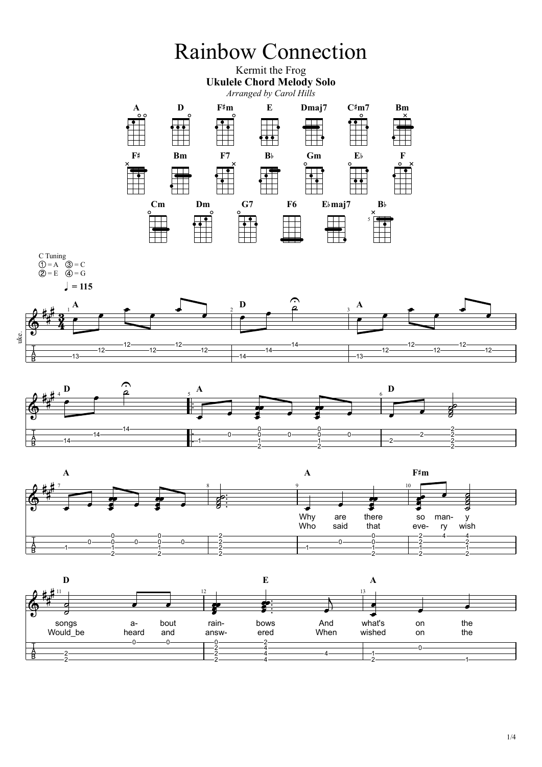# Rainbow Connection

Kermit the Frog

**Ukulele Chord Melody Solo**

*Arranged by Carol Hills*

A D F♯m E Dmaj7 C♯m7 Bm

F♯ Bm F7 B♭ Gm E♭ F

Cm Dm G7 F6 E♭maj7 B♭

C Tuning
① = A ③ = C
② = E ④ = G

♩ = 115

Why are there so man- y songs a- bout rain- bows And what's on the

Who said that eve- ry wish Would_be heard and answ- ered When wished on the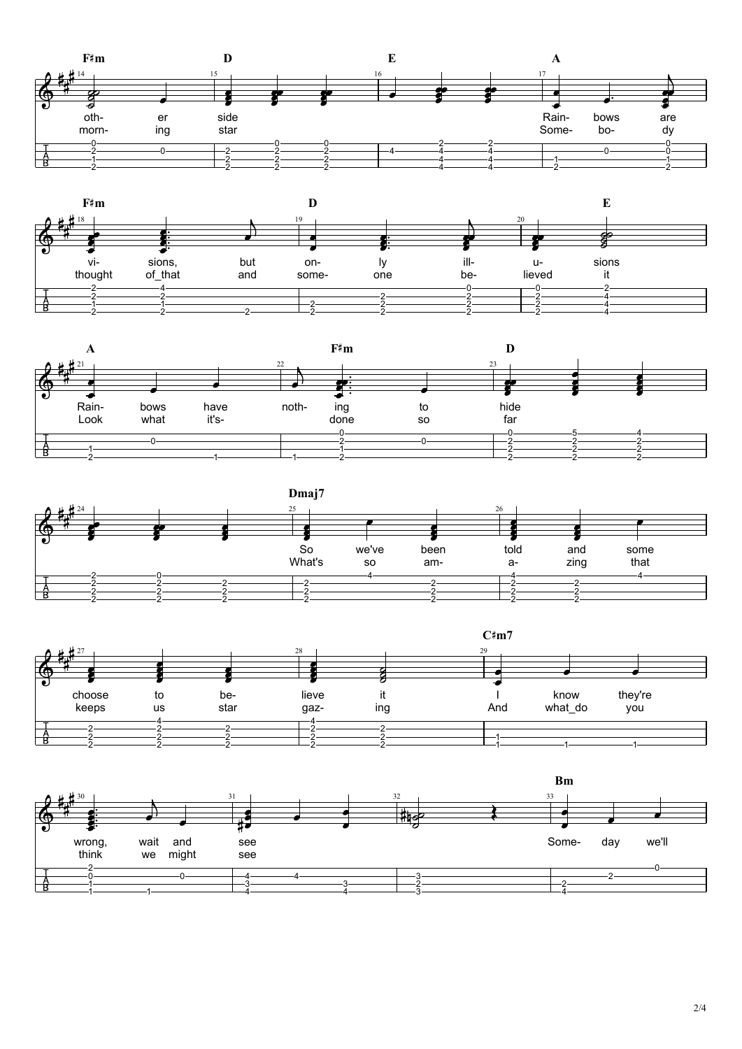F♯m D E A

oth- er side Rain- bows are
morn- ing star Some- bo- dy

F♯m D E

vi- sions, but on- ly ill- u- sions
thought of_that and some- one be- lieved it

A F♯m D

Rain- bows have noth- ing to hide
Look what it's- done so far

Dmaj7

So we've been told and some
What's so am- a- zing that

C♯m7

choose to be- lieve it I know they're
keeps us star gaz- ing And what_do you

Bm

wrong, wait and see Some- day we'll
think we might see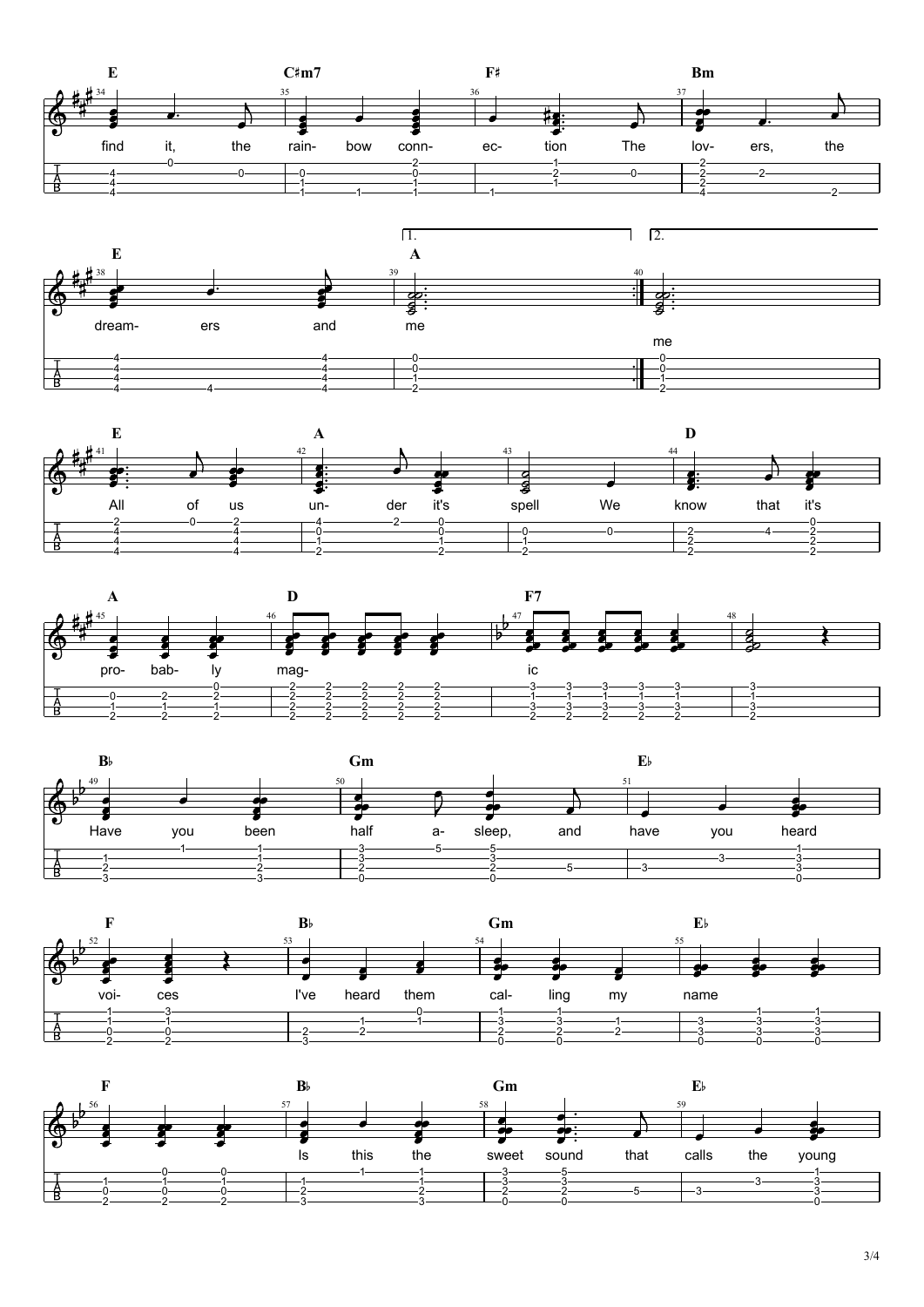E C♯m7 F♯ Bm

find it, the rain- bow conn- ec- tion The lov- ers, the

E A

1. 2.

dream- ers and me

me

E A D

All of us un- der it's spell We know that it's

A D F7

pro- bab- ly mag- ic

B♭ Gm E♭

Have you been half a- sleep, and have you heard

F B♭ Gm E♭

voi- ces I've heard them cal- ling my name

F B♭ Gm E♭

Is this the sweet sound that calls the young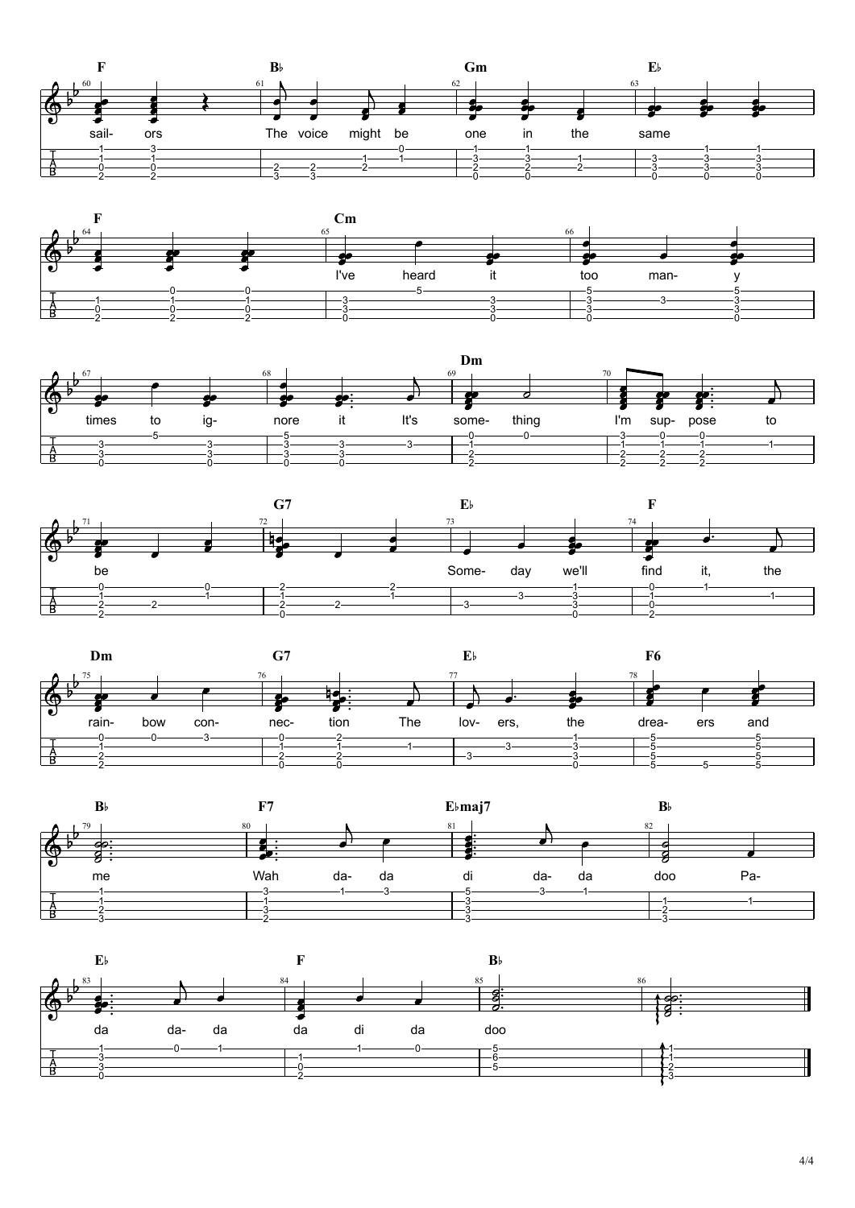F Bb Gm Eb

sail- ors The voice might be one in the same

F Cm

I've heard it too man- y

Dm

times to ig- nore it It's some- thing I'm sup- pose to

G7 Eb F

be Some- day we'll find it, the

Dm G7 Eb F6

rain- bow con- nec- tion The lov- ers, the drea- ers and

Bb F7 Ebmaj7 Bb

me Wah da- da di da- da doo Pa-

Eb F Bb

da da- da da di da doo